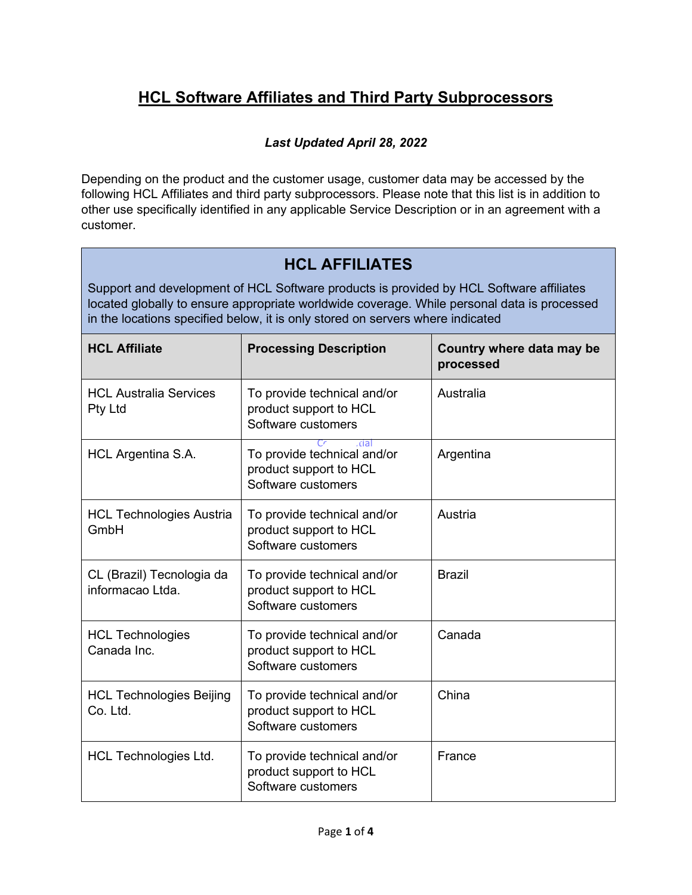# HCL Software Affiliates and Third Party Subprocessors

***Last Updated April 28, 2022***

Depending on the product and the customer usage, customer data may be accessed by the following HCL Affiliates and third party subprocessors. Please note that this list is in addition to other use specifically identified in any applicable Service Description or in an agreement with a customer.

## HCL AFFILIATES

Support and development of HCL Software products is provided by HCL Software affiliates located globally to ensure appropriate worldwide coverage. While personal data is processed in the locations specified below, it is only stored on servers where indicated

| HCL Affiliate | Processing Description | Country where data may be processed |
|---|---|---|
| HCL Australia Services Pty Ltd | To provide technical and/or product support to HCL Software customers | Australia |
| HCL Argentina S.A. | To provide technical and/or product support to HCL Software customers | Argentina |
| HCL Technologies Austria GmbH | To provide technical and/or product support to HCL Software customers | Austria |
| CL (Brazil) Tecnologia da informacao Ltda. | To provide technical and/or product support to HCL Software customers | Brazil |
| HCL Technologies Canada Inc. | To provide technical and/or product support to HCL Software customers | Canada |
| HCL Technologies Beijing Co. Ltd. | To provide technical and/or product support to HCL Software customers | China |
| HCL Technologies Ltd. | To provide technical and/or product support to HCL Software customers | France |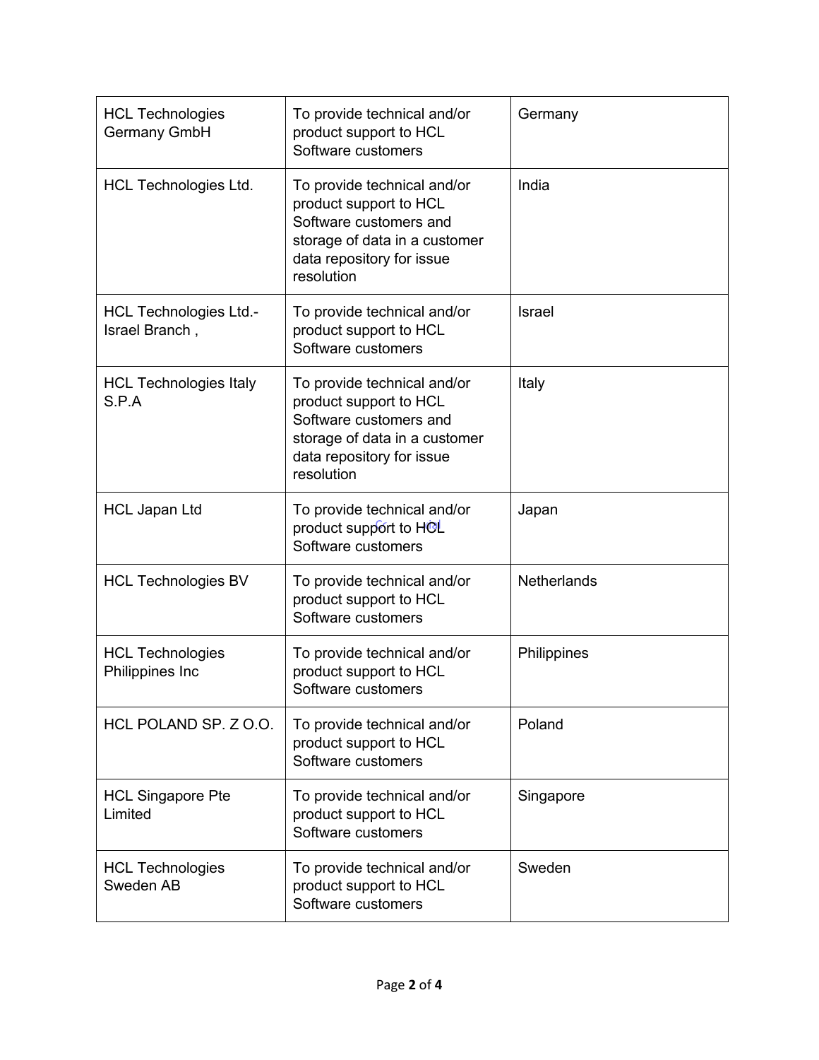| | | |
|---|---|---|
| HCL Technologies Germany GmbH | To provide technical and/or product support to HCL Software customers | Germany |
| HCL Technologies Ltd. | To provide technical and/or product support to HCL Software customers and storage of data in a customer data repository for issue resolution | India |
| HCL Technologies Ltd.- Israel Branch , | To provide technical and/or product support to HCL Software customers | Israel |
| HCL Technologies Italy S.P.A | To provide technical and/or product support to HCL Software customers and storage of data in a customer data repository for issue resolution | Italy |
| HCL Japan Ltd | To provide technical and/or product support to HCL Software customers | Japan |
| HCL Technologies BV | To provide technical and/or product support to HCL Software customers | Netherlands |
| HCL Technologies Philippines Inc | To provide technical and/or product support to HCL Software customers | Philippines |
| HCL POLAND SP. Z O.O. | To provide technical and/or product support to HCL Software customers | Poland |
| HCL Singapore Pte Limited | To provide technical and/or product support to HCL Software customers | Singapore |
| HCL Technologies Sweden AB | To provide technical and/or product support to HCL Software customers | Sweden |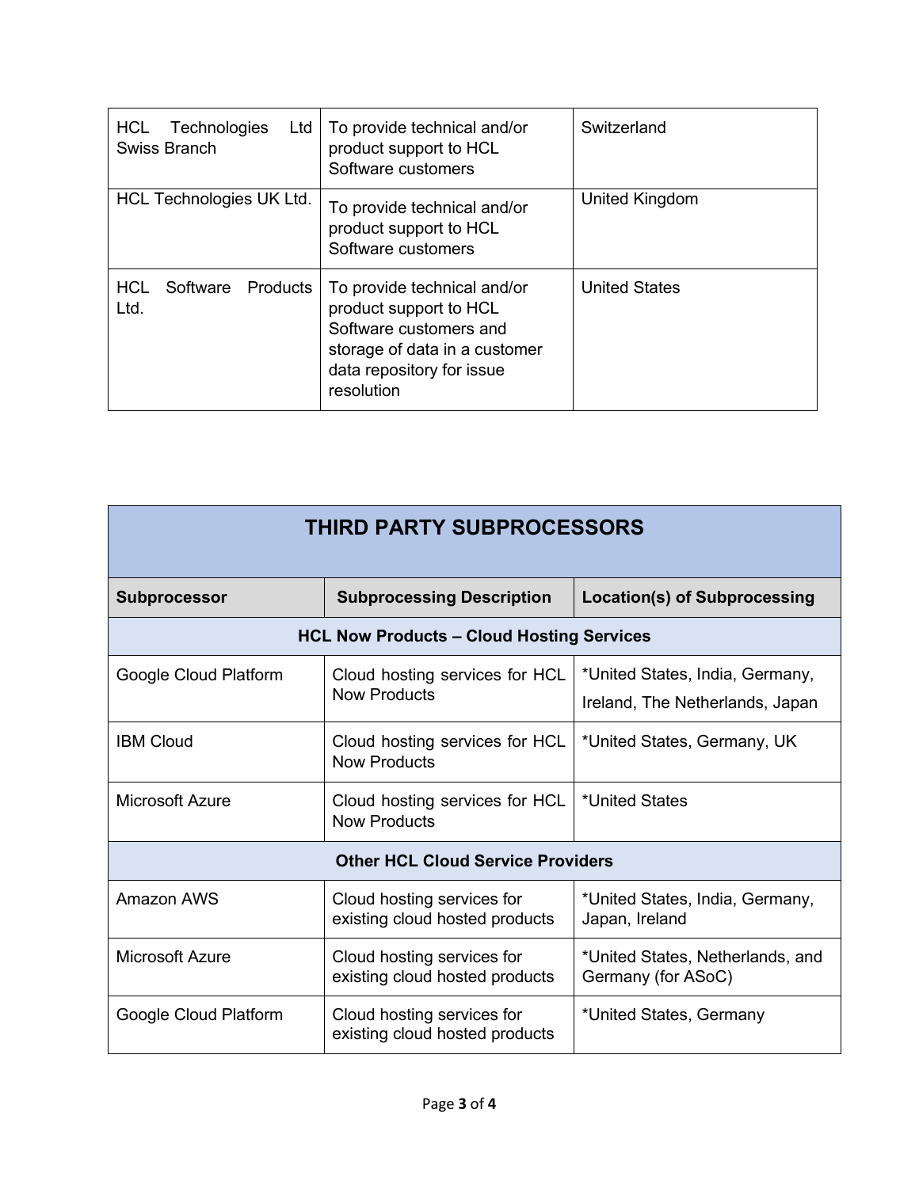| | | |
|---|---|---|
| HCL Technologies Ltd Swiss Branch | To provide technical and/or product support to HCL Software customers | Switzerland |
| HCL Technologies UK Ltd. | To provide technical and/or product support to HCL Software customers | United Kingdom |
| HCL Software Products Ltd. | To provide technical and/or product support to HCL Software customers and storage of data in a customer data repository for issue resolution | United States |

| THIRD PARTY SUBPROCESSORS | | |
|---|---|---|
| **Subprocessor** | **Subprocessing Description** | **Location(s) of Subprocessing** |
| **HCL Now Products – Cloud Hosting Services** | | |
| Google Cloud Platform | Cloud hosting services for HCL Now Products | *United States, India, Germany, Ireland, The Netherlands, Japan |
| IBM Cloud | Cloud hosting services for HCL Now Products | *United States, Germany, UK |
| Microsoft Azure | Cloud hosting services for HCL Now Products | *United States |
| **Other HCL Cloud Service Providers** | | |
| Amazon AWS | Cloud hosting services for existing cloud hosted products | *United States, India, Germany, Japan, Ireland |
| Microsoft Azure | Cloud hosting services for existing cloud hosted products | *United States, Netherlands, and Germany (for ASoC) |
| Google Cloud Platform | Cloud hosting services for existing cloud hosted products | *United States, Germany |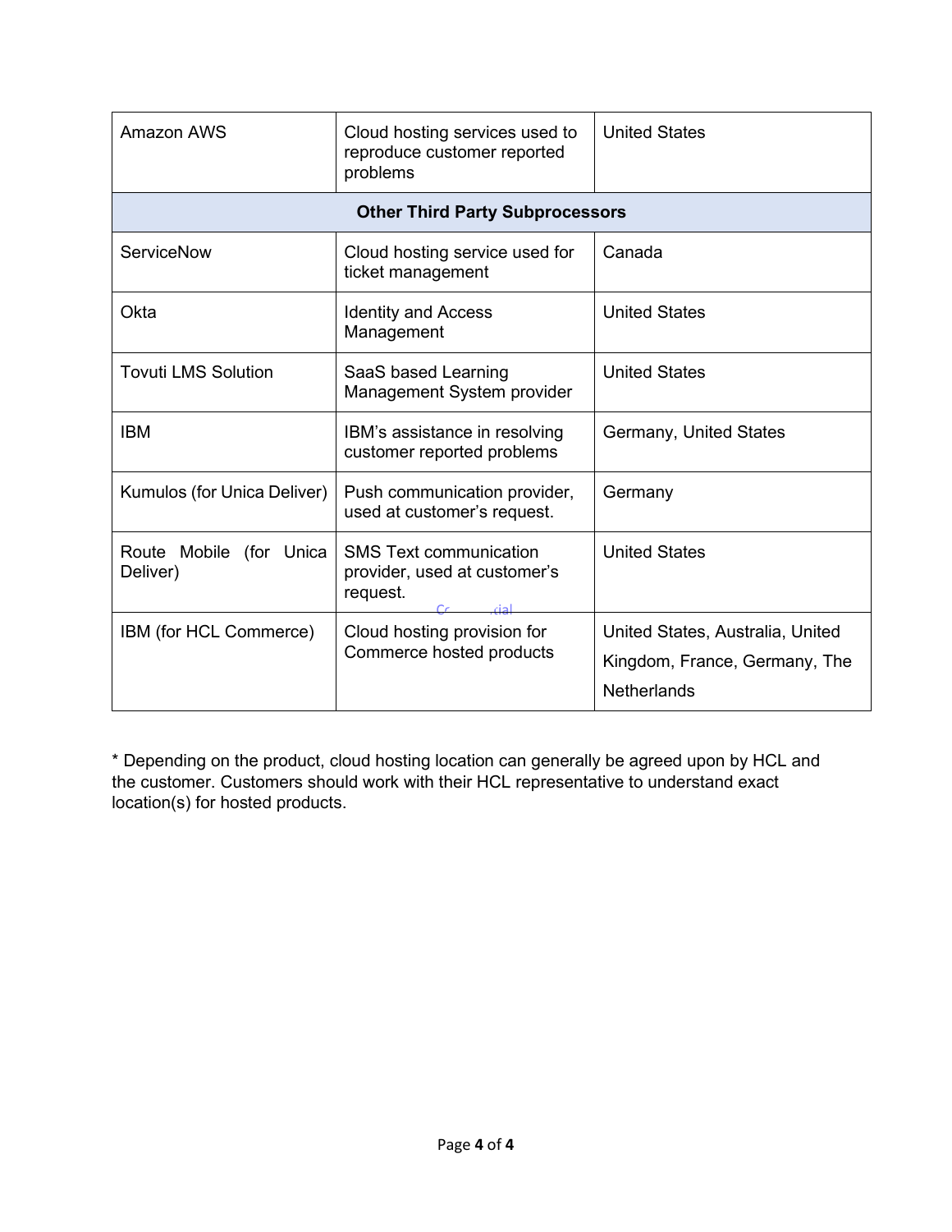| | | |
|---|---|---|
| Amazon AWS | Cloud hosting services used to reproduce customer reported problems | United States |
| **Other Third Party Subprocessors** | | |
| ServiceNow | Cloud hosting service used for ticket management | Canada |
| Okta | Identity and Access Management | United States |
| Tovuti LMS Solution | SaaS based Learning Management System provider | United States |
| IBM | IBM's assistance in resolving customer reported problems | Germany, United States |
| Kumulos (for Unica Deliver) | Push communication provider, used at customer's request. | Germany |
| Route Mobile (for Unica Deliver) | SMS Text communication provider, used at customer's request. | United States |
| IBM (for HCL Commerce) | Cloud hosting provision for Commerce hosted products | United States, Australia, United Kingdom, France, Germany, The Netherlands |

* Depending on the product, cloud hosting location can generally be agreed upon by HCL and the customer. Customers should work with their HCL representative to understand exact location(s) for hosted products.